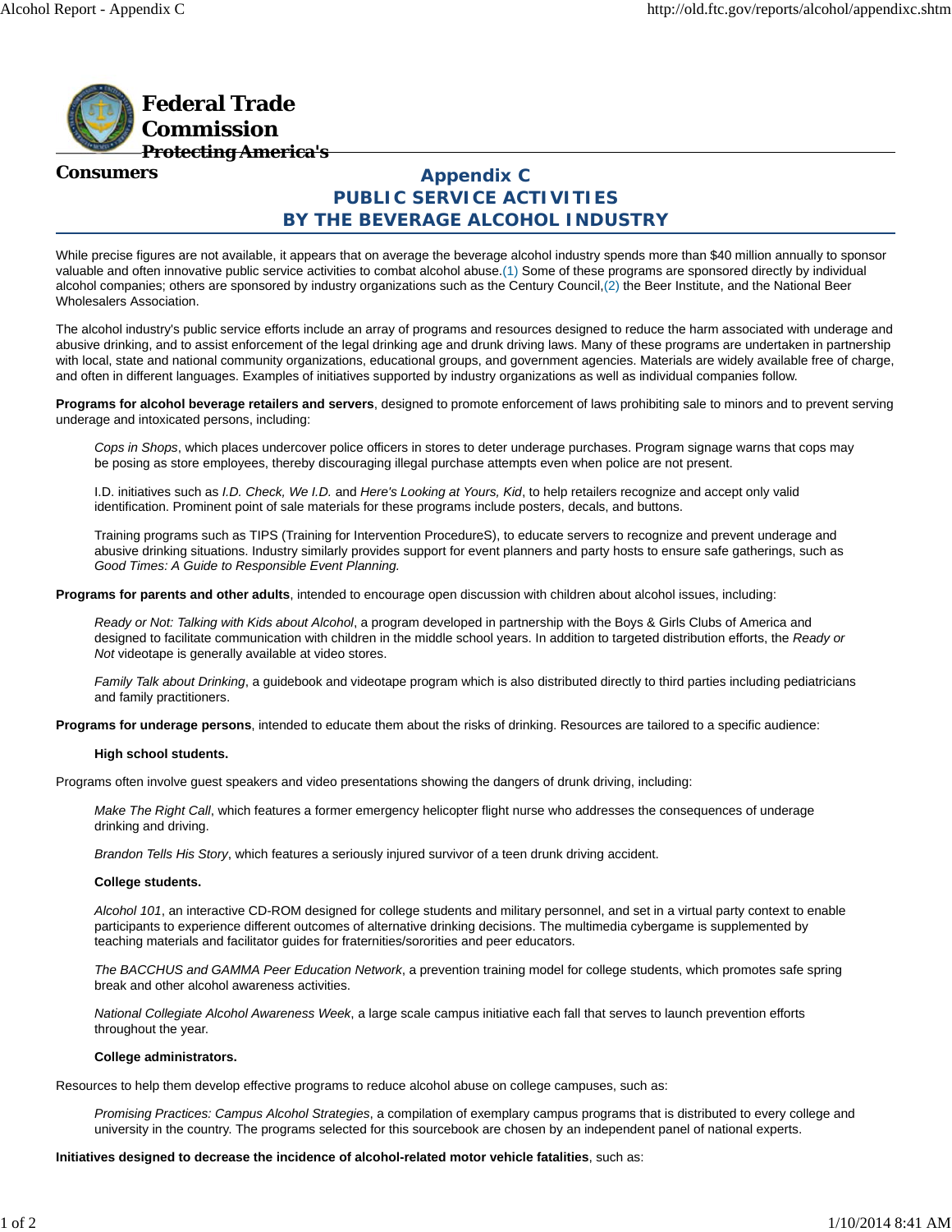**Federal Trade Commission**
**Protecting America's Consumers**

# Appendix C
# PUBLIC SERVICE ACTIVITIES BY THE BEVERAGE ALCOHOL INDUSTRY

While precise figures are not available, it appears that on average the beverage alcohol industry spends more than $40 million annually to sponsor valuable and often innovative public service activities to combat alcohol abuse.(1) Some of these programs are sponsored directly by individual alcohol companies; others are sponsored by industry organizations such as the Century Council,(2) the Beer Institute, and the National Beer Wholesalers Association.

The alcohol industry's public service efforts include an array of programs and resources designed to reduce the harm associated with underage and abusive drinking, and to assist enforcement of the legal drinking age and drunk driving laws. Many of these programs are undertaken in partnership with local, state and national community organizations, educational groups, and government agencies. Materials are widely available free of charge, and often in different languages. Examples of initiatives supported by industry organizations as well as individual companies follow.

**Programs for alcohol beverage retailers and servers**, designed to promote enforcement of laws prohibiting sale to minors and to prevent serving underage and intoxicated persons, including:

> *Cops in Shops*, which places undercover police officers in stores to deter underage purchases. Program signage warns that cops may be posing as store employees, thereby discouraging illegal purchase attempts even when police are not present.
>
> I.D. initiatives such as *I.D. Check, We I.D.* and *Here's Looking at Yours, Kid*, to help retailers recognize and accept only valid identification. Prominent point of sale materials for these programs include posters, decals, and buttons.
>
> Training programs such as TIPS (Training for Intervention ProcedureS), to educate servers to recognize and prevent underage and abusive drinking situations. Industry similarly provides support for event planners and party hosts to ensure safe gatherings, such as *Good Times: A Guide to Responsible Event Planning.*

**Programs for parents and other adults**, intended to encourage open discussion with children about alcohol issues, including:

> *Ready or Not: Talking with Kids about Alcohol*, a program developed in partnership with the Boys & Girls Clubs of America and designed to facilitate communication with children in the middle school years. In addition to targeted distribution efforts, the *Ready or Not* videotape is generally available at video stores.
>
> *Family Talk about Drinking*, a guidebook and videotape program which is also distributed directly to third parties including pediatricians and family practitioners.

**Programs for underage persons**, intended to educate them about the risks of drinking. Resources are tailored to a specific audience:

> **High school students.**

Programs often involve guest speakers and video presentations showing the dangers of drunk driving, including:

> *Make The Right Call*, which features a former emergency helicopter flight nurse who addresses the consequences of underage drinking and driving.
>
> *Brandon Tells His Story*, which features a seriously injured survivor of a teen drunk driving accident.
>
> **College students.**
>
> *Alcohol 101*, an interactive CD-ROM designed for college students and military personnel, and set in a virtual party context to enable participants to experience different outcomes of alternative drinking decisions. The multimedia cybergame is supplemented by teaching materials and facilitator guides for fraternities/sororities and peer educators.
>
> *The BACCHUS and GAMMA Peer Education Network*, a prevention training model for college students, which promotes safe spring break and other alcohol awareness activities.
>
> *National Collegiate Alcohol Awareness Week*, a large scale campus initiative each fall that serves to launch prevention efforts throughout the year.
>
> **College administrators.**

Resources to help them develop effective programs to reduce alcohol abuse on college campuses, such as:

> *Promising Practices: Campus Alcohol Strategies*, a compilation of exemplary campus programs that is distributed to every college and university in the country. The programs selected for this sourcebook are chosen by an independent panel of national experts.

**Initiatives designed to decrease the incidence of alcohol-related motor vehicle fatalities**, such as: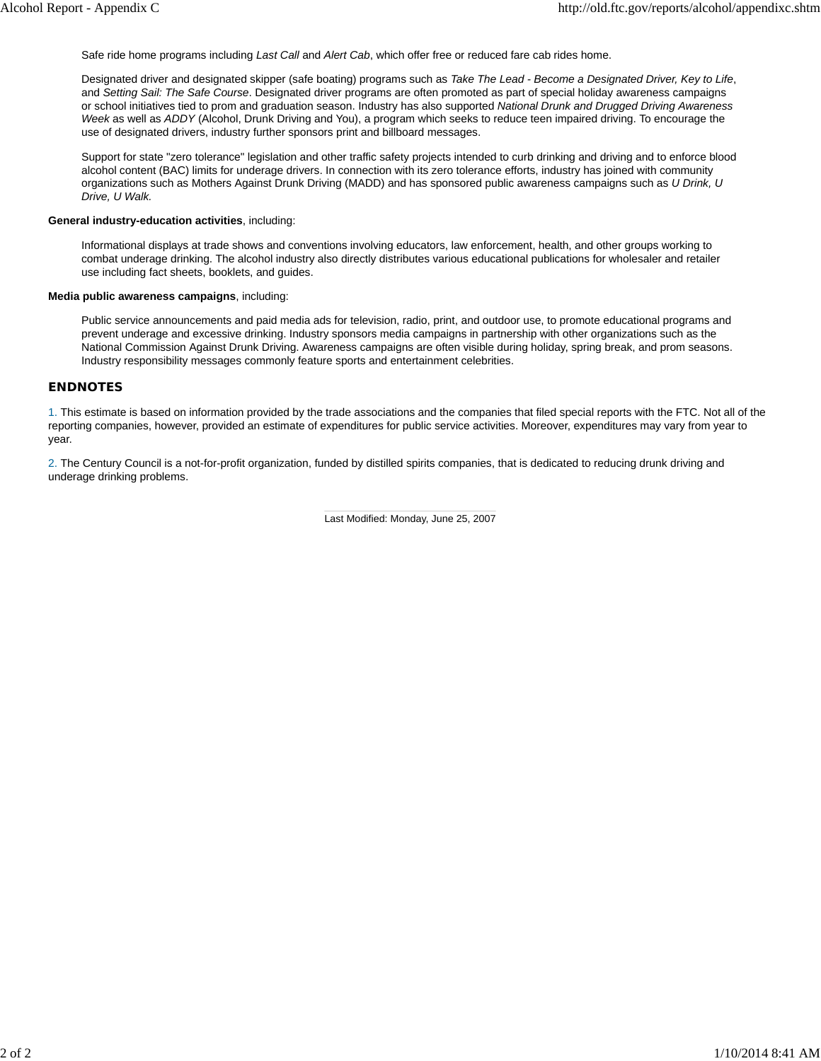Safe ride home programs including *Last Call* and *Alert Cab*, which offer free or reduced fare cab rides home.

Designated driver and designated skipper (safe boating) programs such as *Take The Lead - Become a Designated Driver, Key to Life*, and *Setting Sail: The Safe Course*. Designated driver programs are often promoted as part of special holiday awareness campaigns or school initiatives tied to prom and graduation season. Industry has also supported *National Drunk and Drugged Driving Awareness Week* as well as *ADDY* (Alcohol, Drunk Driving and You), a program which seeks to reduce teen impaired driving. To encourage the use of designated drivers, industry further sponsors print and billboard messages.

Support for state "zero tolerance" legislation and other traffic safety projects intended to curb drinking and driving and to enforce blood alcohol content (BAC) limits for underage drivers. In connection with its zero tolerance efforts, industry has joined with community organizations such as Mothers Against Drunk Driving (MADD) and has sponsored public awareness campaigns such as *U Drink, U Drive, U Walk.*

**General industry-education activities**, including:

Informational displays at trade shows and conventions involving educators, law enforcement, health, and other groups working to combat underage drinking. The alcohol industry also directly distributes various educational publications for wholesaler and retailer use including fact sheets, booklets, and guides.

**Media public awareness campaigns**, including:

Public service announcements and paid media ads for television, radio, print, and outdoor use, to promote educational programs and prevent underage and excessive drinking. Industry sponsors media campaigns in partnership with other organizations such as the National Commission Against Drunk Driving. Awareness campaigns are often visible during holiday, spring break, and prom seasons. Industry responsibility messages commonly feature sports and entertainment celebrities.

## ENDNOTES

1. This estimate is based on information provided by the trade associations and the companies that filed special reports with the FTC. Not all of the reporting companies, however, provided an estimate of expenditures for public service activities. Moreover, expenditures may vary from year to year.

2. The Century Council is a not-for-profit organization, funded by distilled spirits companies, that is dedicated to reducing drunk driving and underage drinking problems.

Last Modified: Monday, June 25, 2007